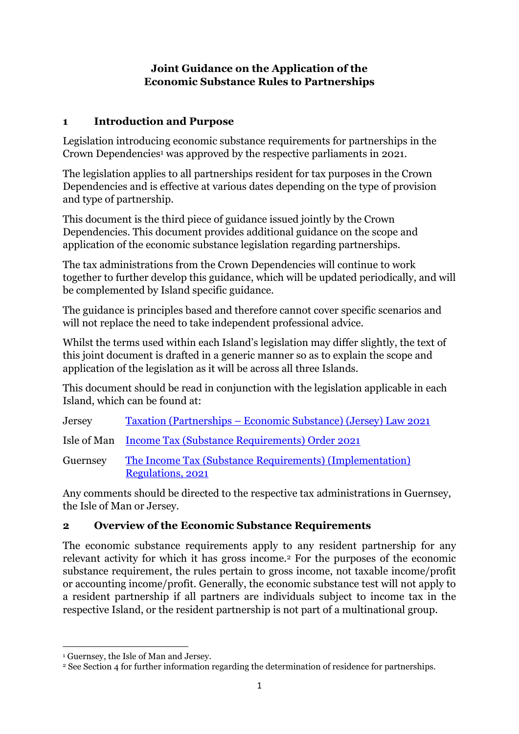# Joint Guidance on the Application of the Economic Substance Rules to Partnerships

## 1 Introduction and Purpose

Legislation introducing economic substance requirements for partnerships in the Crown Dependencies[1] was approved by the respective parliaments in 2021.

The legislation applies to all partnerships resident for tax purposes in the Crown Dependencies and is effective at various dates depending on the type of provision and type of partnership.

This document is the third piece of guidance issued jointly by the Crown Dependencies. This document provides additional guidance on the scope and application of the economic substance legislation regarding partnerships.

The tax administrations from the Crown Dependencies will continue to work together to further develop this guidance, which will be updated periodically, and will be complemented by Island specific guidance.

The guidance is principles based and therefore cannot cover specific scenarios and will not replace the need to take independent professional advice.

Whilst the terms used within each Island's legislation may differ slightly, the text of this joint document is drafted in a generic manner so as to explain the scope and application of the legislation as it will be across all three Islands.

This document should be read in conjunction with the legislation applicable in each Island, which can be found at:

| | |
|---|---|
| Jersey | Taxation (Partnerships – Economic Substance) (Jersey) Law 2021 |
| Isle of Man | Income Tax (Substance Requirements) Order 2021 |
| Guernsey | The Income Tax (Substance Requirements) (Implementation) Regulations, 2021 |

Any comments should be directed to the respective tax administrations in Guernsey, the Isle of Man or Jersey.

## 2 Overview of the Economic Substance Requirements

The economic substance requirements apply to any resident partnership for any relevant activity for which it has gross income.[2] For the purposes of the economic substance requirement, the rules pertain to gross income, not taxable income/profit or accounting income/profit. Generally, the economic substance test will not apply to a resident partnership if all partners are individuals subject to income tax in the respective Island, or the resident partnership is not part of a multinational group.

[1] Guernsey, the Isle of Man and Jersey.

[2] See Section 4 for further information regarding the determination of residence for partnerships.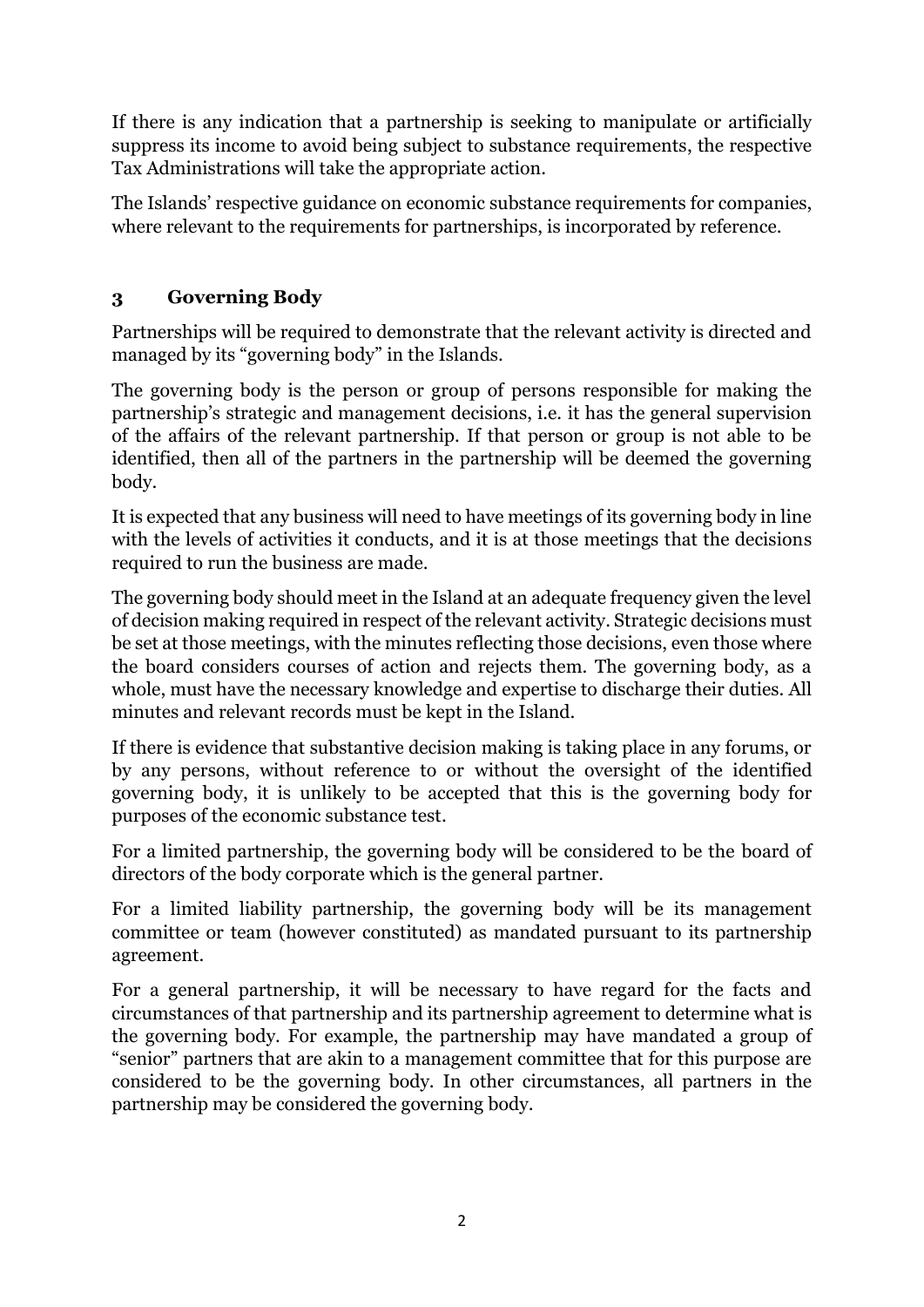If there is any indication that a partnership is seeking to manipulate or artificially suppress its income to avoid being subject to substance requirements, the respective Tax Administrations will take the appropriate action.

The Islands' respective guidance on economic substance requirements for companies, where relevant to the requirements for partnerships, is incorporated by reference.

## 3 Governing Body

Partnerships will be required to demonstrate that the relevant activity is directed and managed by its "governing body" in the Islands.

The governing body is the person or group of persons responsible for making the partnership's strategic and management decisions, i.e. it has the general supervision of the affairs of the relevant partnership. If that person or group is not able to be identified, then all of the partners in the partnership will be deemed the governing body.

It is expected that any business will need to have meetings of its governing body in line with the levels of activities it conducts, and it is at those meetings that the decisions required to run the business are made.

The governing body should meet in the Island at an adequate frequency given the level of decision making required in respect of the relevant activity. Strategic decisions must be set at those meetings, with the minutes reflecting those decisions, even those where the board considers courses of action and rejects them. The governing body, as a whole, must have the necessary knowledge and expertise to discharge their duties. All minutes and relevant records must be kept in the Island.

If there is evidence that substantive decision making is taking place in any forums, or by any persons, without reference to or without the oversight of the identified governing body, it is unlikely to be accepted that this is the governing body for purposes of the economic substance test.

For a limited partnership, the governing body will be considered to be the board of directors of the body corporate which is the general partner.

For a limited liability partnership, the governing body will be its management committee or team (however constituted) as mandated pursuant to its partnership agreement.

For a general partnership, it will be necessary to have regard for the facts and circumstances of that partnership and its partnership agreement to determine what is the governing body. For example, the partnership may have mandated a group of "senior" partners that are akin to a management committee that for this purpose are considered to be the governing body. In other circumstances, all partners in the partnership may be considered the governing body.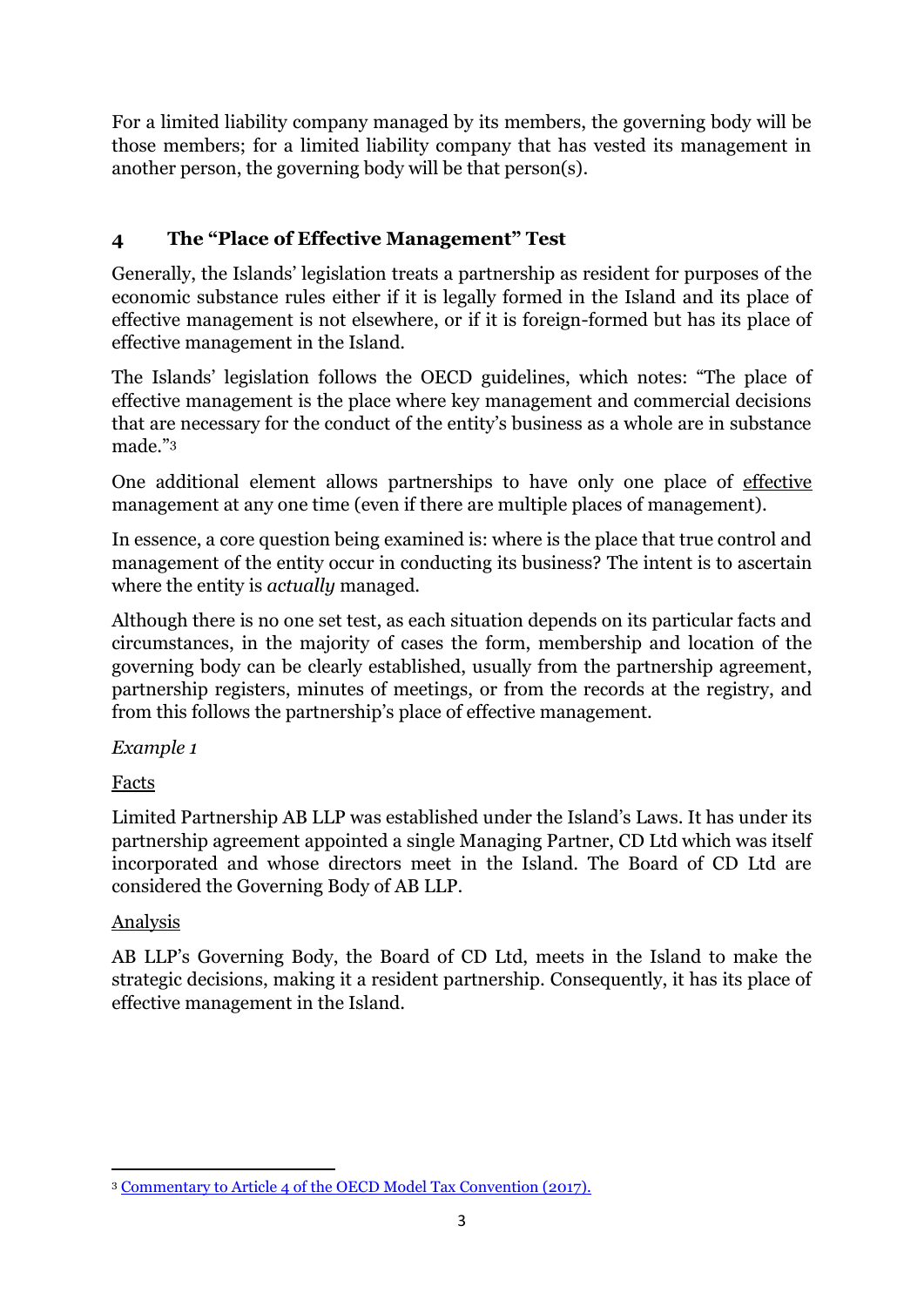For a limited liability company managed by its members, the governing body will be those members; for a limited liability company that has vested its management in another person, the governing body will be that person(s).

## 4 The "Place of Effective Management" Test

Generally, the Islands' legislation treats a partnership as resident for purposes of the economic substance rules either if it is legally formed in the Island and its place of effective management is not elsewhere, or if it is foreign-formed but has its place of effective management in the Island.

The Islands' legislation follows the OECD guidelines, which notes: "The place of effective management is the place where key management and commercial decisions that are necessary for the conduct of the entity's business as a whole are in substance made."[3]

One additional element allows partnerships to have only one place of effective management at any one time (even if there are multiple places of management).

In essence, a core question being examined is: where is the place that true control and management of the entity occur in conducting its business? The intent is to ascertain where the entity is *actually* managed.

Although there is no one set test, as each situation depends on its particular facts and circumstances, in the majority of cases the form, membership and location of the governing body can be clearly established, usually from the partnership agreement, partnership registers, minutes of meetings, or from the records at the registry, and from this follows the partnership's place of effective management.

*Example 1*

Facts

Limited Partnership AB LLP was established under the Island's Laws. It has under its partnership agreement appointed a single Managing Partner, CD Ltd which was itself incorporated and whose directors meet in the Island. The Board of CD Ltd are considered the Governing Body of AB LLP.

Analysis

AB LLP's Governing Body, the Board of CD Ltd, meets in the Island to make the strategic decisions, making it a resident partnership. Consequently, it has its place of effective management in the Island.

[3] Commentary to Article 4 of the OECD Model Tax Convention (2017).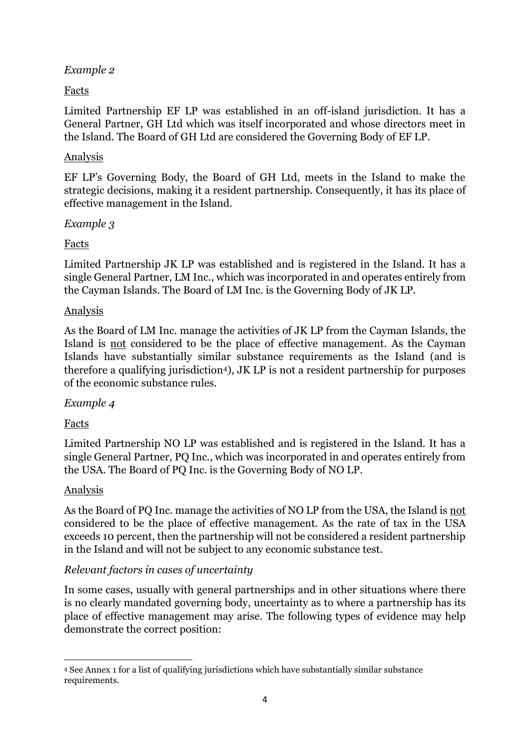*Example 2*

Facts

Limited Partnership EF LP was established in an off-island jurisdiction. It has a General Partner, GH Ltd which was itself incorporated and whose directors meet in the Island. The Board of GH Ltd are considered the Governing Body of EF LP.

Analysis

EF LP's Governing Body, the Board of GH Ltd, meets in the Island to make the strategic decisions, making it a resident partnership. Consequently, it has its place of effective management in the Island.

*Example 3*

Facts

Limited Partnership JK LP was established and is registered in the Island. It has a single General Partner, LM Inc., which was incorporated in and operates entirely from the Cayman Islands. The Board of LM Inc. is the Governing Body of JK LP.

Analysis

As the Board of LM Inc. manage the activities of JK LP from the Cayman Islands, the Island is not considered to be the place of effective management. As the Cayman Islands have substantially similar substance requirements as the Island (and is therefore a qualifying jurisdiction[4]), JK LP is not a resident partnership for purposes of the economic substance rules.

*Example 4*

Facts

Limited Partnership NO LP was established and is registered in the Island. It has a single General Partner, PQ Inc., which was incorporated in and operates entirely from the USA. The Board of PQ Inc. is the Governing Body of NO LP.

Analysis

As the Board of PQ Inc. manage the activities of NO LP from the USA, the Island is not considered to be the place of effective management. As the rate of tax in the USA exceeds 10 percent, then the partnership will not be considered a resident partnership in the Island and will not be subject to any economic substance test.

*Relevant factors in cases of uncertainty*

In some cases, usually with general partnerships and in other situations where there is no clearly mandated governing body, uncertainty as to where a partnership has its place of effective management may arise. The following types of evidence may help demonstrate the correct position:

[4] See Annex 1 for a list of qualifying jurisdictions which have substantially similar substance requirements.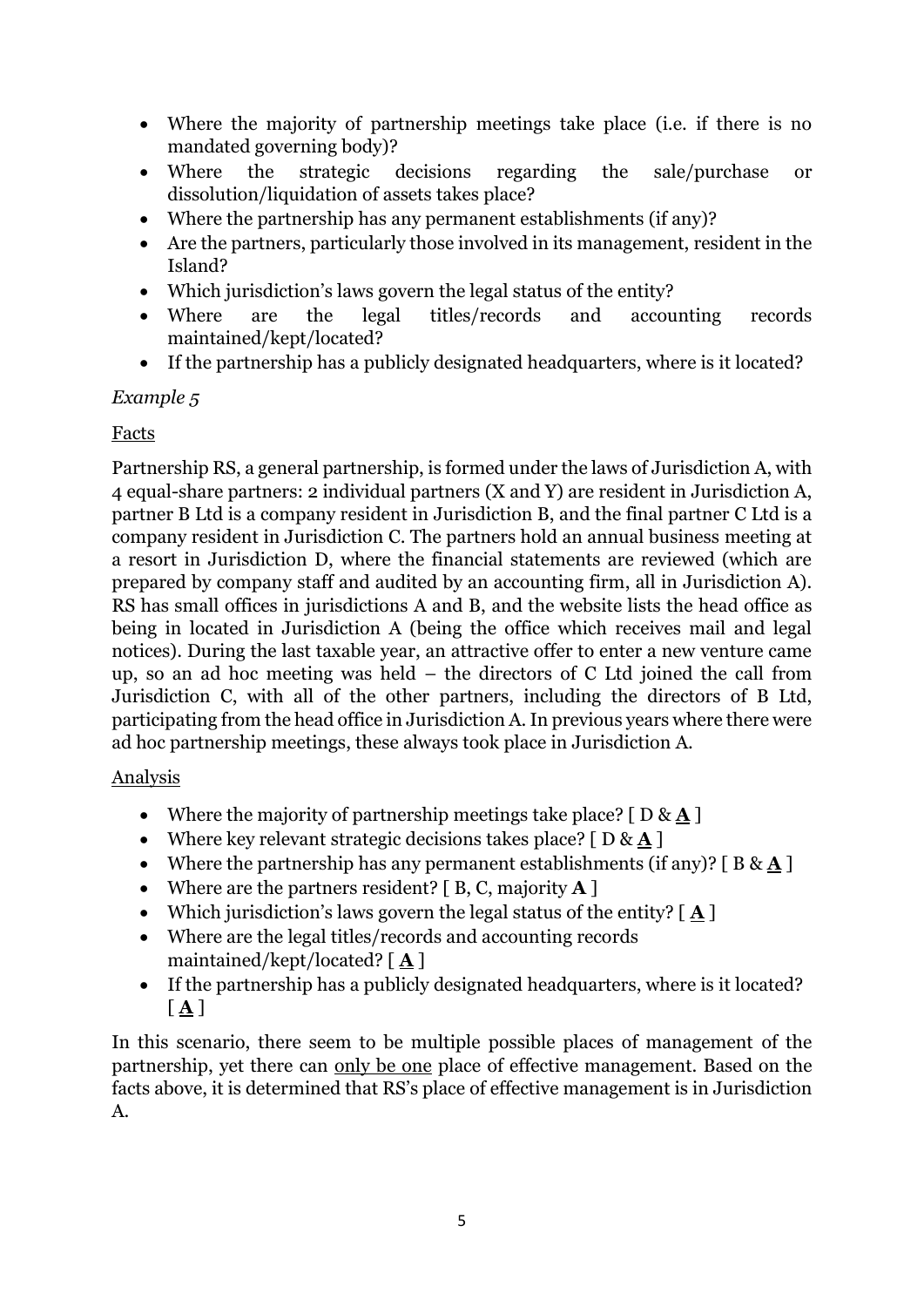- Where the majority of partnership meetings take place (i.e. if there is no mandated governing body)?
- Where the strategic decisions regarding the sale/purchase or dissolution/liquidation of assets takes place?
- Where the partnership has any permanent establishments (if any)?
- Are the partners, particularly those involved in its management, resident in the Island?
- Which jurisdiction's laws govern the legal status of the entity?
- Where are the legal titles/records and accounting records maintained/kept/located?
- If the partnership has a publicly designated headquarters, where is it located?

*Example 5*

<u>Facts</u>

Partnership RS, a general partnership, is formed under the laws of Jurisdiction A, with 4 equal-share partners: 2 individual partners (X and Y) are resident in Jurisdiction A, partner B Ltd is a company resident in Jurisdiction B, and the final partner C Ltd is a company resident in Jurisdiction C. The partners hold an annual business meeting at a resort in Jurisdiction D, where the financial statements are reviewed (which are prepared by company staff and audited by an accounting firm, all in Jurisdiction A). RS has small offices in jurisdictions A and B, and the website lists the head office as being in located in Jurisdiction A (being the office which receives mail and legal notices). During the last taxable year, an attractive offer to enter a new venture came up, so an ad hoc meeting was held – the directors of C Ltd joined the call from Jurisdiction C, with all of the other partners, including the directors of B Ltd, participating from the head office in Jurisdiction A. In previous years where there were ad hoc partnership meetings, these always took place in Jurisdiction A.

<u>Analysis</u>

- Where the majority of partnership meetings take place? [ D & <u>**A**</u> ]
- Where key relevant strategic decisions takes place? [ D & <u>**A**</u> ]
- Where the partnership has any permanent establishments (if any)? [ B & <u>**A**</u> ]
- Where are the partners resident? [ B, C, majority **A** ]
- Which jurisdiction's laws govern the legal status of the entity? [ <u>**A**</u> ]
- Where are the legal titles/records and accounting records maintained/kept/located? [ <u>**A**</u> ]
- If the partnership has a publicly designated headquarters, where is it located? [ <u>**A**</u> ]

In this scenario, there seem to be multiple possible places of management of the partnership, yet there can <u>only be one</u> place of effective management. Based on the facts above, it is determined that RS's place of effective management is in Jurisdiction A.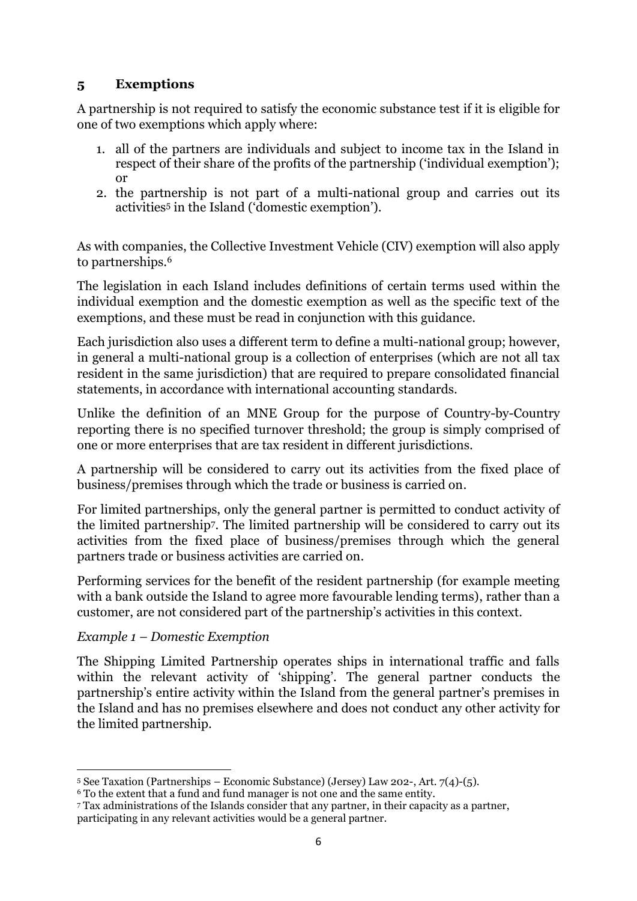## 5 Exemptions

A partnership is not required to satisfy the economic substance test if it is eligible for one of two exemptions which apply where:

1. all of the partners are individuals and subject to income tax in the Island in respect of their share of the profits of the partnership ('individual exemption'); or
2. the partnership is not part of a multi-national group and carries out its activities[5] in the Island ('domestic exemption').

As with companies, the Collective Investment Vehicle (CIV) exemption will also apply to partnerships.[6]

The legislation in each Island includes definitions of certain terms used within the individual exemption and the domestic exemption as well as the specific text of the exemptions, and these must be read in conjunction with this guidance.

Each jurisdiction also uses a different term to define a multi-national group; however, in general a multi-national group is a collection of enterprises (which are not all tax resident in the same jurisdiction) that are required to prepare consolidated financial statements, in accordance with international accounting standards.

Unlike the definition of an MNE Group for the purpose of Country-by-Country reporting there is no specified turnover threshold; the group is simply comprised of one or more enterprises that are tax resident in different jurisdictions.

A partnership will be considered to carry out its activities from the fixed place of business/premises through which the trade or business is carried on.

For limited partnerships, only the general partner is permitted to conduct activity of the limited partnership[7]. The limited partnership will be considered to carry out its activities from the fixed place of business/premises through which the general partners trade or business activities are carried on.

Performing services for the benefit of the resident partnership (for example meeting with a bank outside the Island to agree more favourable lending terms), rather than a customer, are not considered part of the partnership's activities in this context.

*Example 1 – Domestic Exemption*

The Shipping Limited Partnership operates ships in international traffic and falls within the relevant activity of 'shipping'. The general partner conducts the partnership's entire activity within the Island from the general partner's premises in the Island and has no premises elsewhere and does not conduct any other activity for the limited partnership.

---

[5] See Taxation (Partnerships – Economic Substance) (Jersey) Law 202-, Art. 7(4)-(5).

[6] To the extent that a fund and fund manager is not one and the same entity.

[7] Tax administrations of the Islands consider that any partner, in their capacity as a partner, participating in any relevant activities would be a general partner.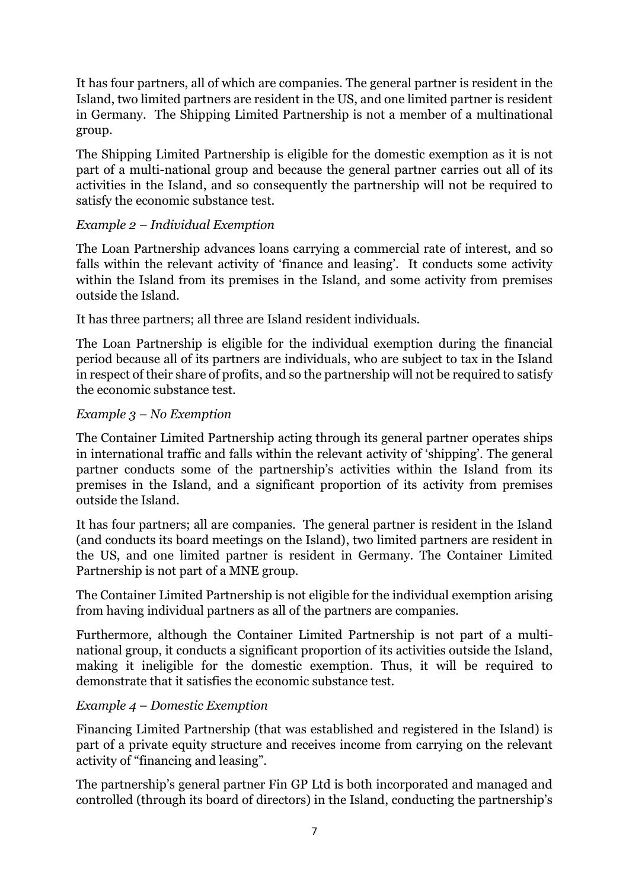It has four partners, all of which are companies. The general partner is resident in the Island, two limited partners are resident in the US, and one limited partner is resident in Germany. The Shipping Limited Partnership is not a member of a multinational group.

The Shipping Limited Partnership is eligible for the domestic exemption as it is not part of a multi-national group and because the general partner carries out all of its activities in the Island, and so consequently the partnership will not be required to satisfy the economic substance test.

*Example 2 – Individual Exemption*

The Loan Partnership advances loans carrying a commercial rate of interest, and so falls within the relevant activity of 'finance and leasing'. It conducts some activity within the Island from its premises in the Island, and some activity from premises outside the Island.

It has three partners; all three are Island resident individuals.

The Loan Partnership is eligible for the individual exemption during the financial period because all of its partners are individuals, who are subject to tax in the Island in respect of their share of profits, and so the partnership will not be required to satisfy the economic substance test.

*Example 3 – No Exemption*

The Container Limited Partnership acting through its general partner operates ships in international traffic and falls within the relevant activity of 'shipping'. The general partner conducts some of the partnership's activities within the Island from its premises in the Island, and a significant proportion of its activity from premises outside the Island.

It has four partners; all are companies. The general partner is resident in the Island (and conducts its board meetings on the Island), two limited partners are resident in the US, and one limited partner is resident in Germany. The Container Limited Partnership is not part of a MNE group.

The Container Limited Partnership is not eligible for the individual exemption arising from having individual partners as all of the partners are companies.

Furthermore, although the Container Limited Partnership is not part of a multi-national group, it conducts a significant proportion of its activities outside the Island, making it ineligible for the domestic exemption. Thus, it will be required to demonstrate that it satisfies the economic substance test.

*Example 4 – Domestic Exemption*

Financing Limited Partnership (that was established and registered in the Island) is part of a private equity structure and receives income from carrying on the relevant activity of "financing and leasing".

The partnership's general partner Fin GP Ltd is both incorporated and managed and controlled (through its board of directors) in the Island, conducting the partnership's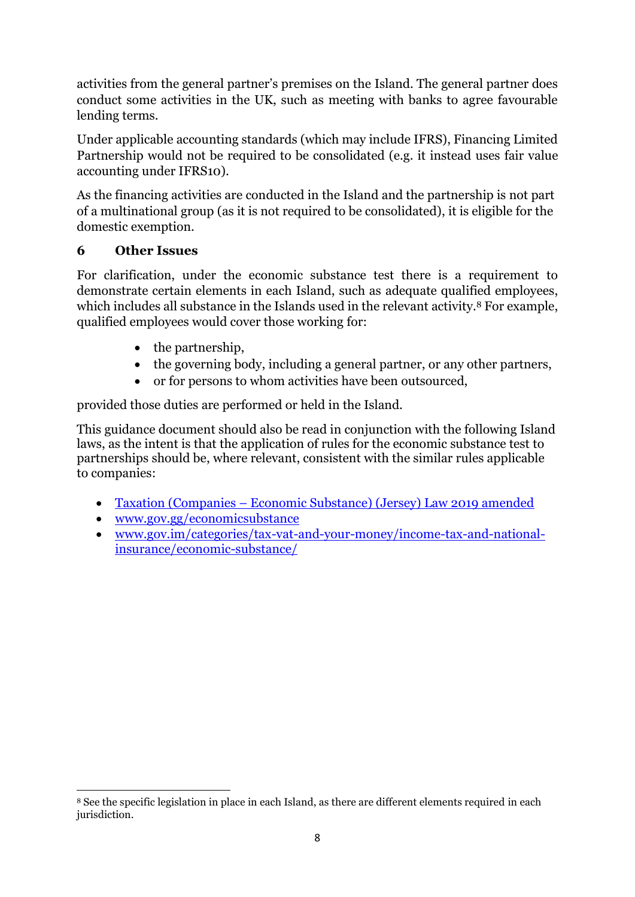activities from the general partner's premises on the Island. The general partner does conduct some activities in the UK, such as meeting with banks to agree favourable lending terms.

Under applicable accounting standards (which may include IFRS), Financing Limited Partnership would not be required to be consolidated (e.g. it instead uses fair value accounting under IFRS10).

As the financing activities are conducted in the Island and the partnership is not part of a multinational group (as it is not required to be consolidated), it is eligible for the domestic exemption.

## 6 Other Issues

For clarification, under the economic substance test there is a requirement to demonstrate certain elements in each Island, such as adequate qualified employees, which includes all substance in the Islands used in the relevant activity.[8] For example, qualified employees would cover those working for:

- the partnership,
- the governing body, including a general partner, or any other partners,
- or for persons to whom activities have been outsourced,

provided those duties are performed or held in the Island.

This guidance document should also be read in conjunction with the following Island laws, as the intent is that the application of rules for the economic substance test to partnerships should be, where relevant, consistent with the similar rules applicable to companies:

- Taxation (Companies – Economic Substance) (Jersey) Law 2019 amended
- www.gov.gg/economicsubstance
- www.gov.im/categories/tax-vat-and-your-money/income-tax-and-national-insurance/economic-substance/

[8] See the specific legislation in place in each Island, as there are different elements required in each jurisdiction.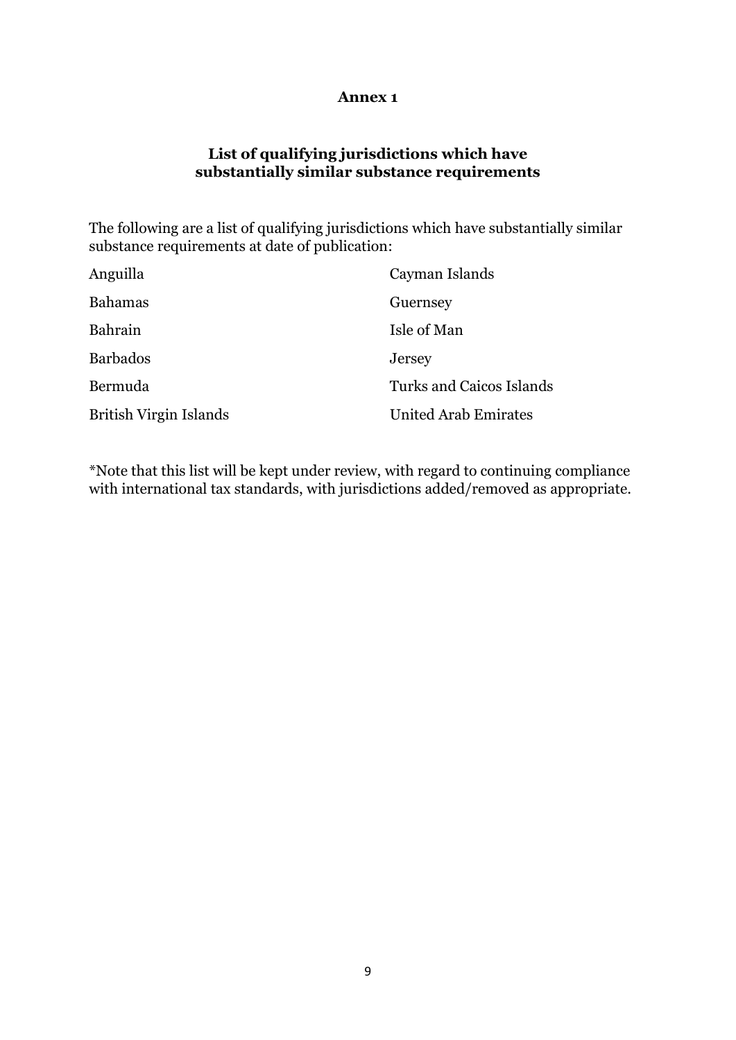## Annex 1

### List of qualifying jurisdictions which have substantially similar substance requirements

The following are a list of qualifying jurisdictions which have substantially similar substance requirements at date of publication:

Anguilla

Bahamas

Bahrain

Barbados

Bermuda

British Virgin Islands

Cayman Islands

Guernsey

Isle of Man

Jersey

Turks and Caicos Islands

United Arab Emirates

*Note that this list will be kept under review, with regard to continuing compliance with international tax standards, with jurisdictions added/removed as appropriate.